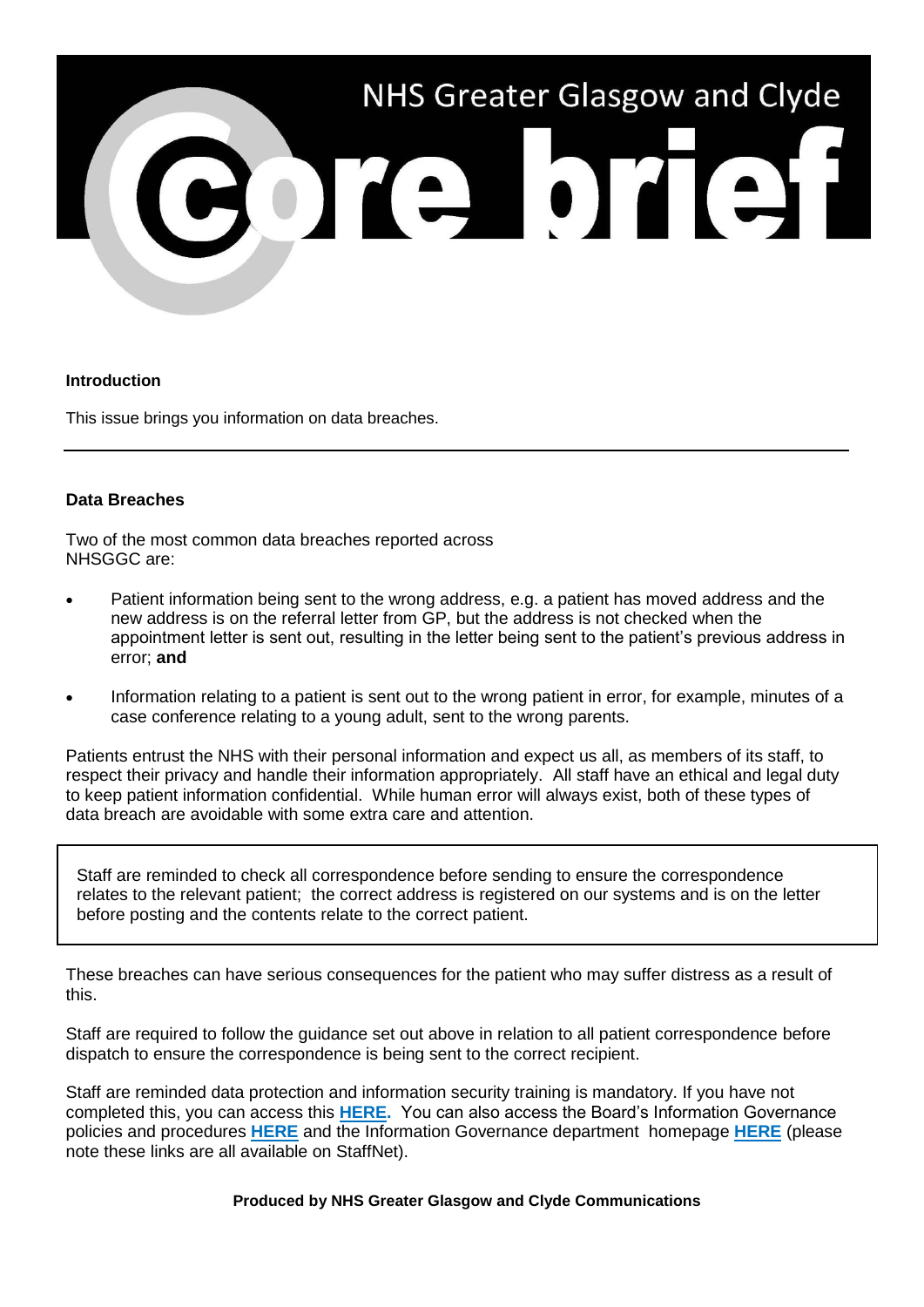# NHS Greater Glasgow and Clyde Core Brief

**Introduction**

This issue brings you information on data breaches.

---

**Data Breaches**

Two of the most common data breaches reported across NHSGGC are:

- Patient information being sent to the wrong address, e.g. a patient has moved address and the new address is on the referral letter from GP, but the address is not checked when the appointment letter is sent out, resulting in the letter being sent to the patient's previous address in error; **and**
- Information relating to a patient is sent out to the wrong patient in error, for example, minutes of a case conference relating to a young adult, sent to the wrong parents.

Patients entrust the NHS with their personal information and expect us all, as members of its staff, to respect their privacy and handle their information appropriately. All staff have an ethical and legal duty to keep patient information confidential. While human error will always exist, both of these types of data breach are avoidable with some extra care and attention.

> Staff are reminded to check all correspondence before sending to ensure the correspondence relates to the relevant patient; the correct address is registered on our systems and is on the letter before posting and the contents relate to the correct patient.

These breaches can have serious consequences for the patient who may suffer distress as a result of this.

Staff are required to follow the guidance set out above in relation to all patient correspondence before dispatch to ensure the correspondence is being sent to the correct recipient.

Staff are reminded data protection and information security training is mandatory. If you have not completed this, you can access this **HERE.** You can also access the Board's Information Governance policies and procedures **HERE** and the Information Governance department homepage **HERE** (please note these links are all available on StaffNet).

**Produced by NHS Greater Glasgow and Clyde Communications**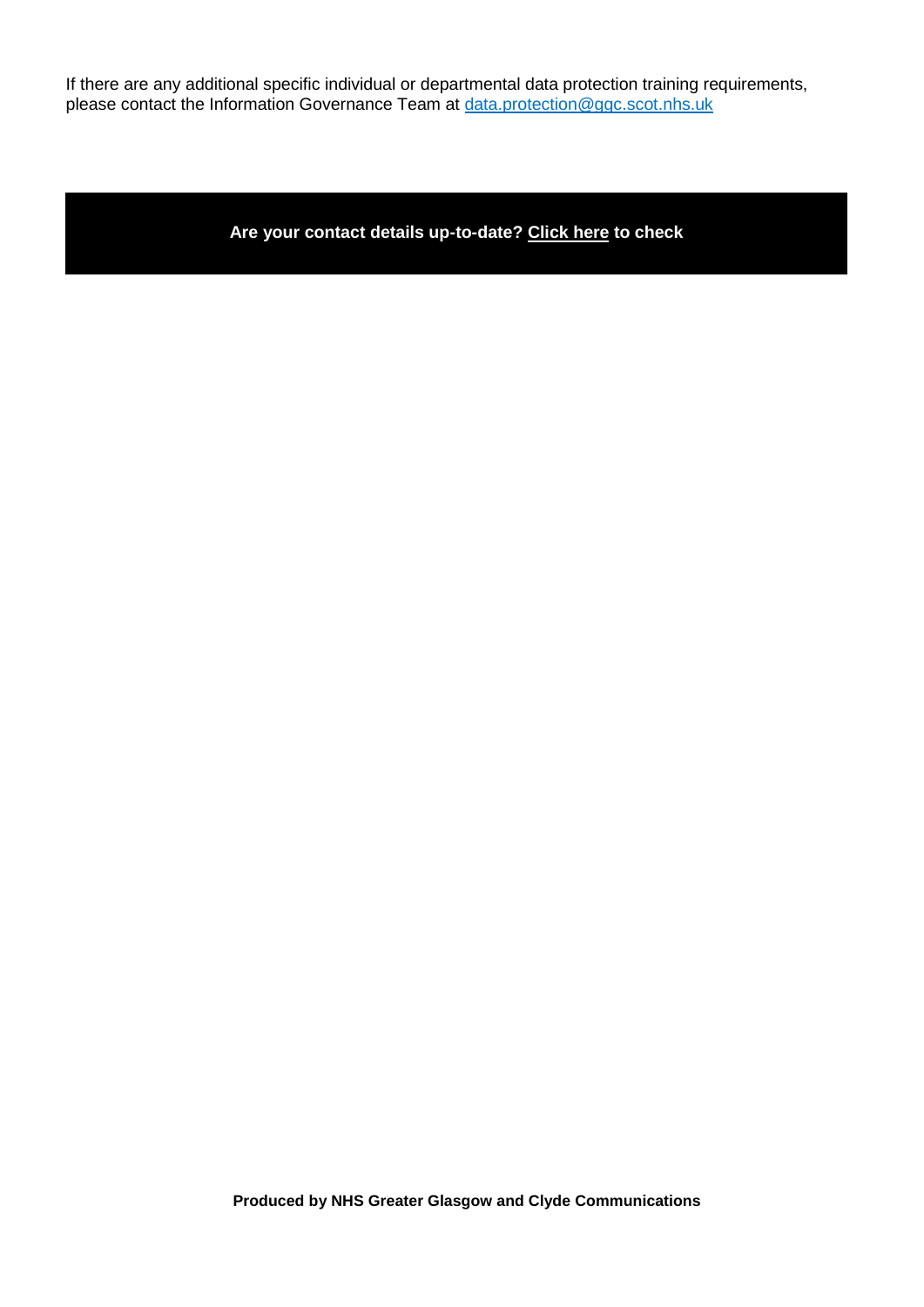If there are any additional specific individual or departmental data protection training requirements, please contact the Information Governance Team at data.protection@ggc.scot.nhs.uk

**Are your contact details up-to-date? Click here to check**

**Produced by NHS Greater Glasgow and Clyde Communications**